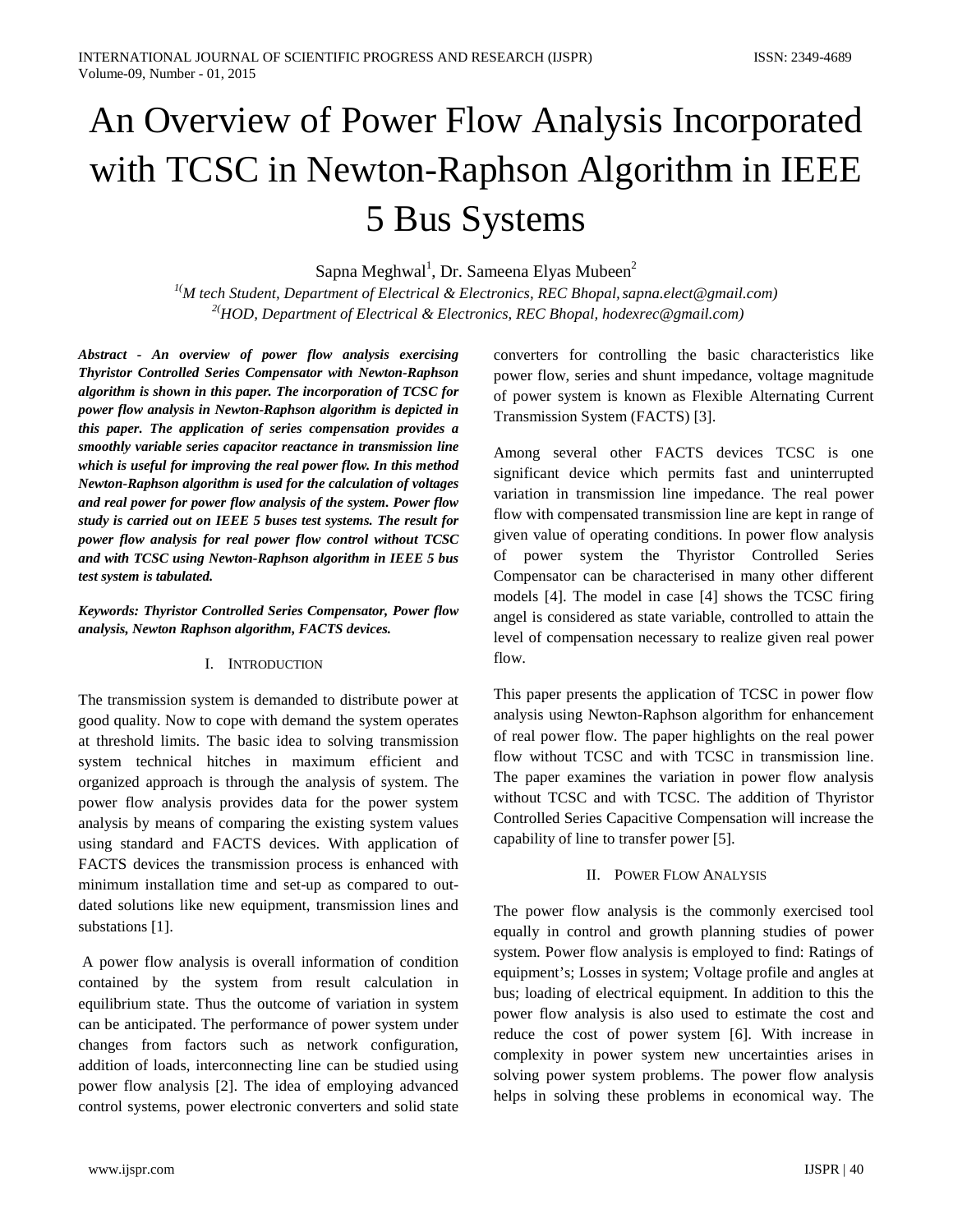# An Overview of Power Flow Analysis Incorporated with TCSC in Newton-Raphson Algorithm in IEEE 5 Bus Systems

Sapna Meghwal[1], Dr. Sameena Elyas Mubeen[2]

[1](M tech Student, Department of Electrical & Electronics, REC Bhopal, sapna.elect@gmail.com)
[2](HOD, Department of Electrical & Electronics, REC Bhopal, hodexrec@gmail.com)

***Abstract - An overview of power flow analysis exercising Thyristor Controlled Series Compensator with Newton-Raphson algorithm is shown in this paper. The incorporation of TCSC for power flow analysis in Newton-Raphson algorithm is depicted in this paper. The application of series compensation provides a smoothly variable series capacitor reactance in transmission line which is useful for improving the real power flow. In this method Newton-Raphson algorithm is used for the calculation of voltages and real power for power flow analysis of the system. Power flow study is carried out on IEEE 5 buses test systems. The result for power flow analysis for real power flow control without TCSC and with TCSC using Newton-Raphson algorithm in IEEE 5 bus test system is tabulated.***

***Keywords: Thyristor Controlled Series Compensator, Power flow analysis, Newton Raphson algorithm, FACTS devices.***

## I. Introduction

The transmission system is demanded to distribute power at good quality. Now to cope with demand the system operates at threshold limits. The basic idea to solving transmission system technical hitches in maximum efficient and organized approach is through the analysis of system. The power flow analysis provides data for the power system analysis by means of comparing the existing system values using standard and FACTS devices. With application of FACTS devices the transmission process is enhanced with minimum installation time and set-up as compared to out-dated solutions like new equipment, transmission lines and substations [1].

A power flow analysis is overall information of condition contained by the system from result calculation in equilibrium state. Thus the outcome of variation in system can be anticipated. The performance of power system under changes from factors such as network configuration, addition of loads, interconnecting line can be studied using power flow analysis [2]. The idea of employing advanced control systems, power electronic converters and solid state converters for controlling the basic characteristics like power flow, series and shunt impedance, voltage magnitude of power system is known as Flexible Alternating Current Transmission System (FACTS) [3].

Among several other FACTS devices TCSC is one significant device which permits fast and uninterrupted variation in transmission line impedance. The real power flow with compensated transmission line are kept in range of given value of operating conditions. In power flow analysis of power system the Thyristor Controlled Series Compensator can be characterised in many other different models [4]. The model in case [4] shows the TCSC firing angel is considered as state variable, controlled to attain the level of compensation necessary to realize given real power flow.

This paper presents the application of TCSC in power flow analysis using Newton-Raphson algorithm for enhancement of real power flow. The paper highlights on the real power flow without TCSC and with TCSC in transmission line. The paper examines the variation in power flow analysis without TCSC and with TCSC. The addition of Thyristor Controlled Series Capacitive Compensation will increase the capability of line to transfer power [5].

## II. Power Flow Analysis

The power flow analysis is the commonly exercised tool equally in control and growth planning studies of power system. Power flow analysis is employed to find: Ratings of equipment's; Losses in system; Voltage profile and angles at bus; loading of electrical equipment. In addition to this the power flow analysis is also used to estimate the cost and reduce the cost of power system [6]. With increase in complexity in power system new uncertainties arises in solving power system problems. The power flow analysis helps in solving these problems in economical way. The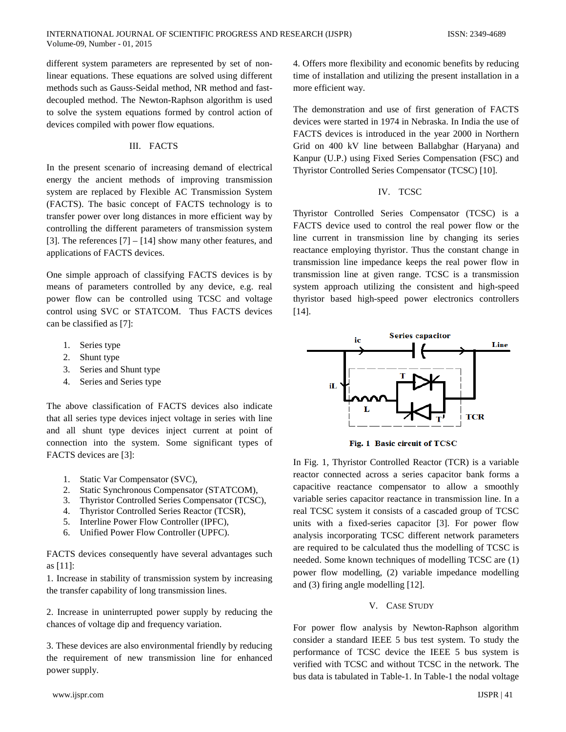different system parameters are represented by set of non-linear equations. These equations are solved using different methods such as Gauss-Seidal method, NR method and fast-decoupled method. The Newton-Raphson algorithm is used to solve the system equations formed by control action of devices compiled with power flow equations.

## III. FACTS

In the present scenario of increasing demand of electrical energy the ancient methods of improving transmission system are replaced by Flexible AC Transmission System (FACTS). The basic concept of FACTS technology is to transfer power over long distances in more efficient way by controlling the different parameters of transmission system [3]. The references [7] – [14] show many other features, and applications of FACTS devices.

One simple approach of classifying FACTS devices is by means of parameters controlled by any device, e.g. real power flow can be controlled using TCSC and voltage control using SVC or STATCOM. Thus FACTS devices can be classified as [7]:

1. Series type
2. Shunt type
3. Series and Shunt type
4. Series and Series type

The above classification of FACTS devices also indicate that all series type devices inject voltage in series with line and all shunt type devices inject current at point of connection into the system. Some significant types of FACTS devices are [3]:

1. Static Var Compensator (SVC),
2. Static Synchronous Compensator (STATCOM),
3. Thyristor Controlled Series Compensator (TCSC),
4. Thyristor Controlled Series Reactor (TCSR),
5. Interline Power Flow Controller (IPFC),
6. Unified Power Flow Controller (UPFC).

FACTS devices consequently have several advantages such as [11]:

1. Increase in stability of transmission system by increasing the transfer capability of long transmission lines.

2. Increase in uninterrupted power supply by reducing the chances of voltage dip and frequency variation.

3. These devices are also environmental friendly by reducing the requirement of new transmission line for enhanced power supply.

4. Offers more flexibility and economic benefits by reducing time of installation and utilizing the present installation in a more efficient way.

The demonstration and use of first generation of FACTS devices were started in 1974 in Nebraska. In India the use of FACTS devices is introduced in the year 2000 in Northern Grid on 400 kV line between Ballabghar (Haryana) and Kanpur (U.P.) using Fixed Series Compensation (FSC) and Thyristor Controlled Series Compensator (TCSC) [10].

## IV. TCSC

Thyristor Controlled Series Compensator (TCSC) is a FACTS device used to control the real power flow or the line current in transmission line by changing its series reactance employing thyristor. Thus the constant change in transmission line impedance keeps the real power flow in transmission line at given range. TCSC is a transmission system approach utilizing the consistent and high-speed thyristor based high-speed power electronics controllers [14].

**Fig. 1 Basic circuit of TCSC**

In Fig. 1, Thyristor Controlled Reactor (TCR) is a variable reactor connected across a series capacitor bank forms a capacitive reactance compensator to allow a smoothly variable series capacitor reactance in transmission line. In a real TCSC system it consists of a cascaded group of TCSC units with a fixed-series capacitor [3]. For power flow analysis incorporating TCSC different network parameters are required to be calculated thus the modelling of TCSC is needed. Some known techniques of modelling TCSC are (1) power flow modelling, (2) variable impedance modelling and (3) firing angle modelling [12].

## V. CASE STUDY

For power flow analysis by Newton-Raphson algorithm consider a standard IEEE 5 bus test system. To study the performance of TCSC device the IEEE 5 bus system is verified with TCSC and without TCSC in the network. The bus data is tabulated in Table-1. In Table-1 the nodal voltage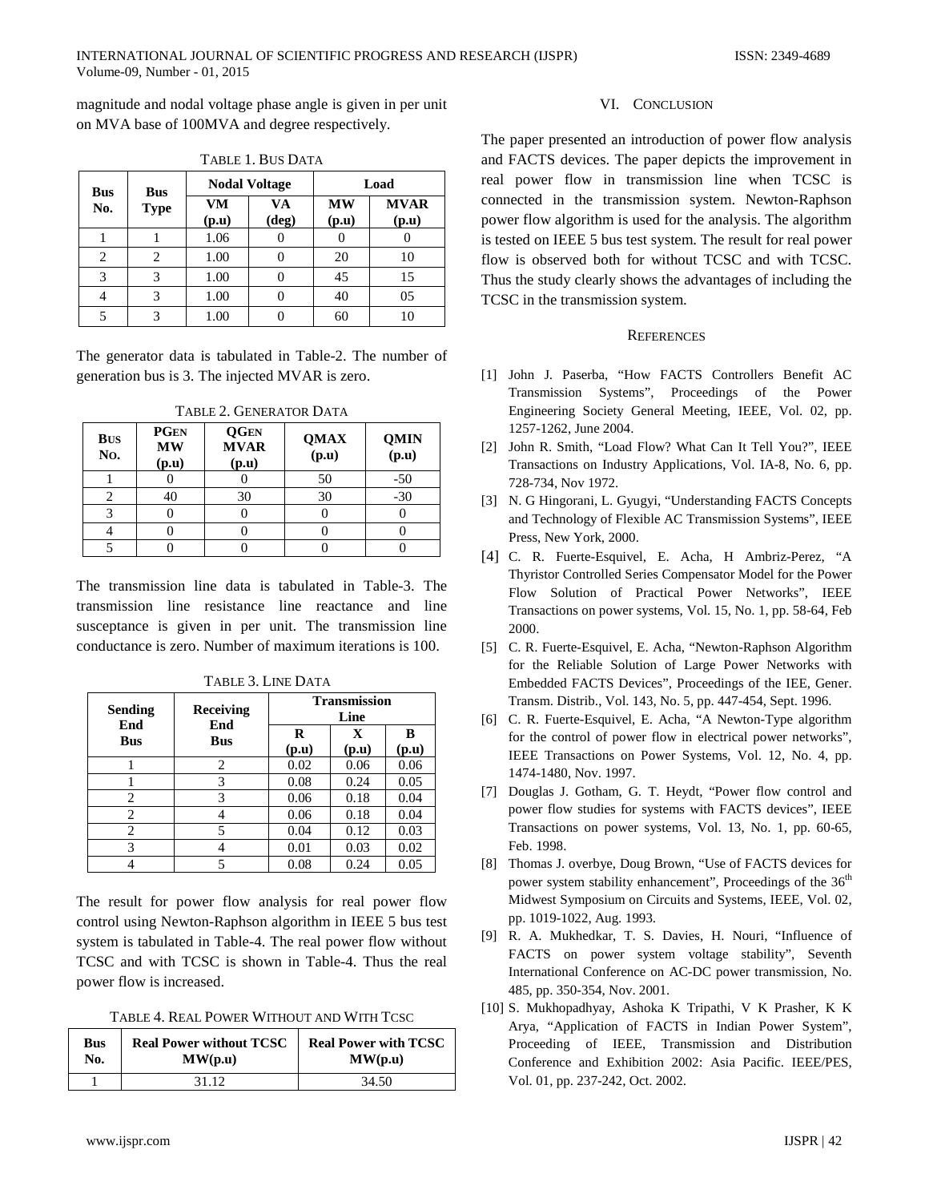magnitude and nodal voltage phase angle is given in per unit on MVA base of 100MVA and degree respectively.

TABLE 1. BUS DATA

| Bus No. | Bus Type | Nodal Voltage | | Load | |
|---|---|---|---|---|---|
| | | VM (p.u) | VA (deg) | MW (p.u) | MVAR (p.u) |
| 1 | 1 | 1.06 | 0 | 0 | 0 |
| 2 | 2 | 1.00 | 0 | 20 | 10 |
| 3 | 3 | 1.00 | 0 | 45 | 15 |
| 4 | 3 | 1.00 | 0 | 40 | 05 |
| 5 | 3 | 1.00 | 0 | 60 | 10 |

The generator data is tabulated in Table-2. The number of generation bus is 3. The injected MVAR is zero.

TABLE 2. GENERATOR DATA

| BUS No. | PGEN MW (p.u) | QGEN MVAR (p.u) | QMAX (p.u) | QMIN (p.u) |
|---|---|---|---|---|
| 1 | 0 | 0 | 50 | -50 |
| 2 | 40 | 30 | 30 | -30 |
| 3 | 0 | 0 | 0 | 0 |
| 4 | 0 | 0 | 0 | 0 |
| 5 | 0 | 0 | 0 | 0 |

The transmission line data is tabulated in Table-3. The transmission line resistance line reactance and line susceptance is given in per unit. The transmission line conductance is zero. Number of maximum iterations is 100.

TABLE 3. LINE DATA

| Sending End Bus | Receiving End Bus | Transmission Line | | |
|---|---|---|---|---|
| | | R (p.u) | X (p.u) | B (p.u) |
| 1 | 2 | 0.02 | 0.06 | 0.06 |
| 1 | 3 | 0.08 | 0.24 | 0.05 |
| 2 | 3 | 0.06 | 0.18 | 0.04 |
| 2 | 4 | 0.06 | 0.18 | 0.04 |
| 2 | 5 | 0.04 | 0.12 | 0.03 |
| 3 | 4 | 0.01 | 0.03 | 0.02 |
| 4 | 5 | 0.08 | 0.24 | 0.05 |

The result for power flow analysis for real power flow control using Newton-Raphson algorithm in IEEE 5 bus test system is tabulated in Table-4. The real power flow without TCSC and with TCSC is shown in Table-4. Thus the real power flow is increased.

TABLE 4. REAL POWER WITHOUT AND WITH TCSC

| Bus No. | Real Power without TCSC MW(p.u) | Real Power with TCSC MW(p.u) |
|---|---|---|
| 1 | 31.12 | 34.50 |

## VI. CONCLUSION

The paper presented an introduction of power flow analysis and FACTS devices. The paper depicts the improvement in real power flow in transmission line when TCSC is connected in the transmission system. Newton-Raphson power flow algorithm is used for the analysis. The algorithm is tested on IEEE 5 bus test system. The result for real power flow is observed both for without TCSC and with TCSC. Thus the study clearly shows the advantages of including the TCSC in the transmission system.

## REFERENCES

[1] John J. Paserba, "How FACTS Controllers Benefit AC Transmission Systems", Proceedings of the Power Engineering Society General Meeting, IEEE, Vol. 02, pp. 1257-1262, June 2004.

[2] John R. Smith, "Load Flow? What Can It Tell You?", IEEE Transactions on Industry Applications, Vol. IA-8, No. 6, pp. 728-734, Nov 1972.

[3] N. G Hingorani, L. Gyugyi, "Understanding FACTS Concepts and Technology of Flexible AC Transmission Systems", IEEE Press, New York, 2000.

[4] C. R. Fuerte-Esquivel, E. Acha, H Ambriz-Perez, "A Thyristor Controlled Series Compensator Model for the Power Flow Solution of Practical Power Networks", IEEE Transactions on power systems, Vol. 15, No. 1, pp. 58-64, Feb 2000.

[5] C. R. Fuerte-Esquivel, E. Acha, "Newton-Raphson Algorithm for the Reliable Solution of Large Power Networks with Embedded FACTS Devices", Proceedings of the IEE, Gener. Transm. Distrib., Vol. 143, No. 5, pp. 447-454, Sept. 1996.

[6] C. R. Fuerte-Esquivel, E. Acha, "A Newton-Type algorithm for the control of power flow in electrical power networks", IEEE Transactions on Power Systems, Vol. 12, No. 4, pp. 1474-1480, Nov. 1997.

[7] Douglas J. Gotham, G. T. Heydt, "Power flow control and power flow studies for systems with FACTS devices", IEEE Transactions on power systems, Vol. 13, No. 1, pp. 60-65, Feb. 1998.

[8] Thomas J. overbye, Doug Brown, "Use of FACTS devices for power system stability enhancement", Proceedings of the 36th Midwest Symposium on Circuits and Systems, IEEE, Vol. 02, pp. 1019-1022, Aug. 1993.

[9] R. A. Mukhedkar, T. S. Davies, H. Nouri, "Influence of FACTS on power system voltage stability", Seventh International Conference on AC-DC power transmission, No. 485, pp. 350-354, Nov. 2001.

[10] S. Mukhopadhyay, Ashoka K Tripathi, V K Prasher, K K Arya, "Application of FACTS in Indian Power System", Proceeding of IEEE, Transmission and Distribution Conference and Exhibition 2002: Asia Pacific. IEEE/PES, Vol. 01, pp. 237-242, Oct. 2002.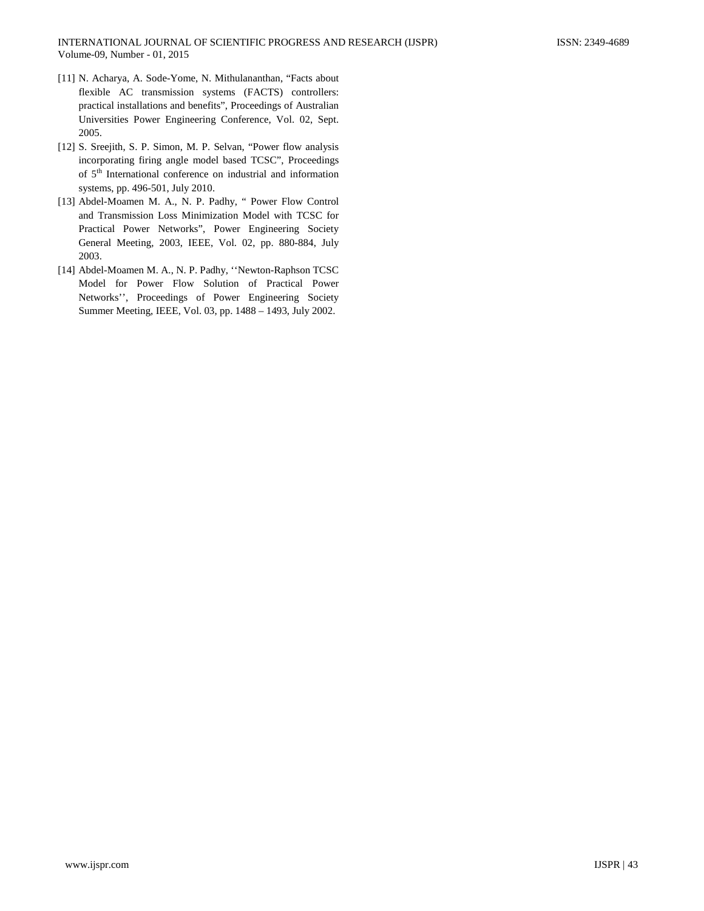[11] N. Acharya, A. Sode-Yome, N. Mithulananthan, "Facts about flexible AC transmission systems (FACTS) controllers: practical installations and benefits", Proceedings of Australian Universities Power Engineering Conference, Vol. 02, Sept. 2005.

[12] S. Sreejith, S. P. Simon, M. P. Selvan, "Power flow analysis incorporating firing angle model based TCSC", Proceedings of 5th International conference on industrial and information systems, pp. 496-501, July 2010.

[13] Abdel-Moamen M. A., N. P. Padhy, " Power Flow Control and Transmission Loss Minimization Model with TCSC for Practical Power Networks", Power Engineering Society General Meeting, 2003, IEEE, Vol. 02, pp. 880-884, July 2003.

[14] Abdel-Moamen M. A., N. P. Padhy, ''Newton-Raphson TCSC Model for Power Flow Solution of Practical Power Networks'', Proceedings of Power Engineering Society Summer Meeting, IEEE, Vol. 03, pp. 1488 – 1493, July 2002.